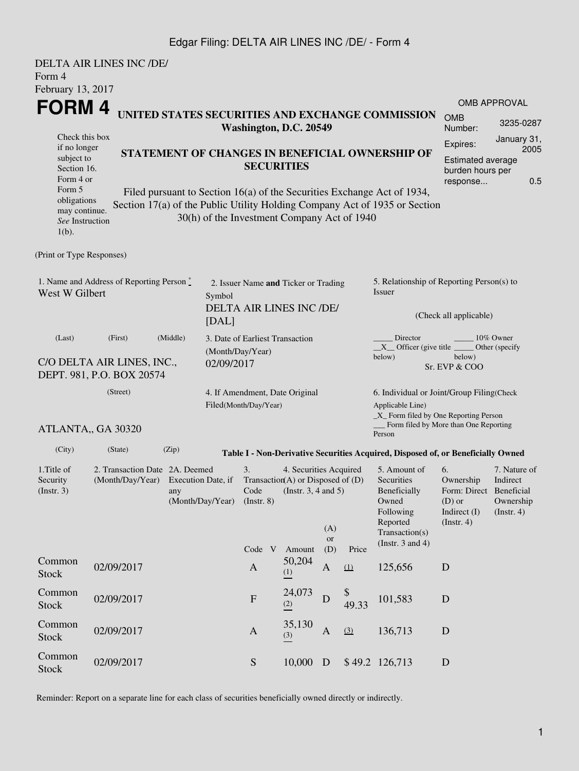DELTA AIR LINES INC /DE/
Form 4
February 13, 2017

# FORM 4

**UNITED STATES SECURITIES AND EXCHANGE COMMISSION**
**Washington, D.C. 20549**

Check this box if no longer subject to Section 16. Form 4 or Form 5 obligations may continue. *See* Instruction 1(b).

**STATEMENT OF CHANGES IN BENEFICIAL OWNERSHIP OF SECURITIES**

Filed pursuant to Section 16(a) of the Securities Exchange Act of 1934, Section 17(a) of the Public Utility Holding Company Act of 1935 or Section 30(h) of the Investment Company Act of 1940

| OMB APPROVAL | |
|---|---|
| OMB Number: | 3235-0287 |
| Expires: | January 31, 2005 |
| Estimated average burden hours per response... | 0.5 |

(Print or Type Responses)

1. Name and Address of Reporting Person *
West W Gilbert

(Last) (First) (Middle)

C/O DELTA AIR LINES, INC., DEPT. 981, P.O. BOX 20574

(Street)

ATLANTA,, GA 30320

(City) (State) (Zip)

2. Issuer Name **and** Ticker or Trading Symbol
DELTA AIR LINES INC /DE/ [DAL]

3. Date of Earliest Transaction (Month/Day/Year)
02/09/2017

4. If Amendment, Date Original Filed(Month/Day/Year)

5. Relationship of Reporting Person(s) to Issuer

(Check all applicable)

_____ Director _____ 10% Owner
__X__ Officer (give title below) _____ Other (specify below)
Sr. EVP & COO

6. Individual or Joint/Group Filing(Check Applicable Line)
_X_ Form filed by One Reporting Person
___ Form filed by More than One Reporting Person

**Table I - Non-Derivative Securities Acquired, Disposed of, or Beneficially Owned**

| 1.Title of Security (Instr. 3) | 2. Transaction Date (Month/Day/Year) | 2A. Deemed Execution Date, if any (Month/Day/Year) | 3. Transaction Code (Instr. 8) | | 4. Securities Acquired (A) or Disposed of (D) (Instr. 3, 4 and 5) | | | 5. Amount of Securities Beneficially Owned Following Reported Transaction(s) (Instr. 3 and 4) | 6. Ownership Form: Direct (D) or Indirect (I) (Instr. 4) | 7. Nature of Indirect Beneficial Ownership (Instr. 4) |
|---|---|---|---|---|---|---|---|---|---|---|
| | | | Code | V | Amount | (A) or (D) | Price | | | |
| Common Stock | 02/09/2017 | | A | | 50,204 (1) | A | (1) | 125,656 | D | |
| Common Stock | 02/09/2017 | | F | | 24,073 (2) | D | $ 49.33 | 101,583 | D | |
| Common Stock | 02/09/2017 | | A | | 35,130 (3) | A | (3) | 136,713 | D | |
| Common Stock | 02/09/2017 | | S | | 10,000 | D | $ 49.2 | 126,713 | D | |

Reminder: Report on a separate line for each class of securities beneficially owned directly or indirectly.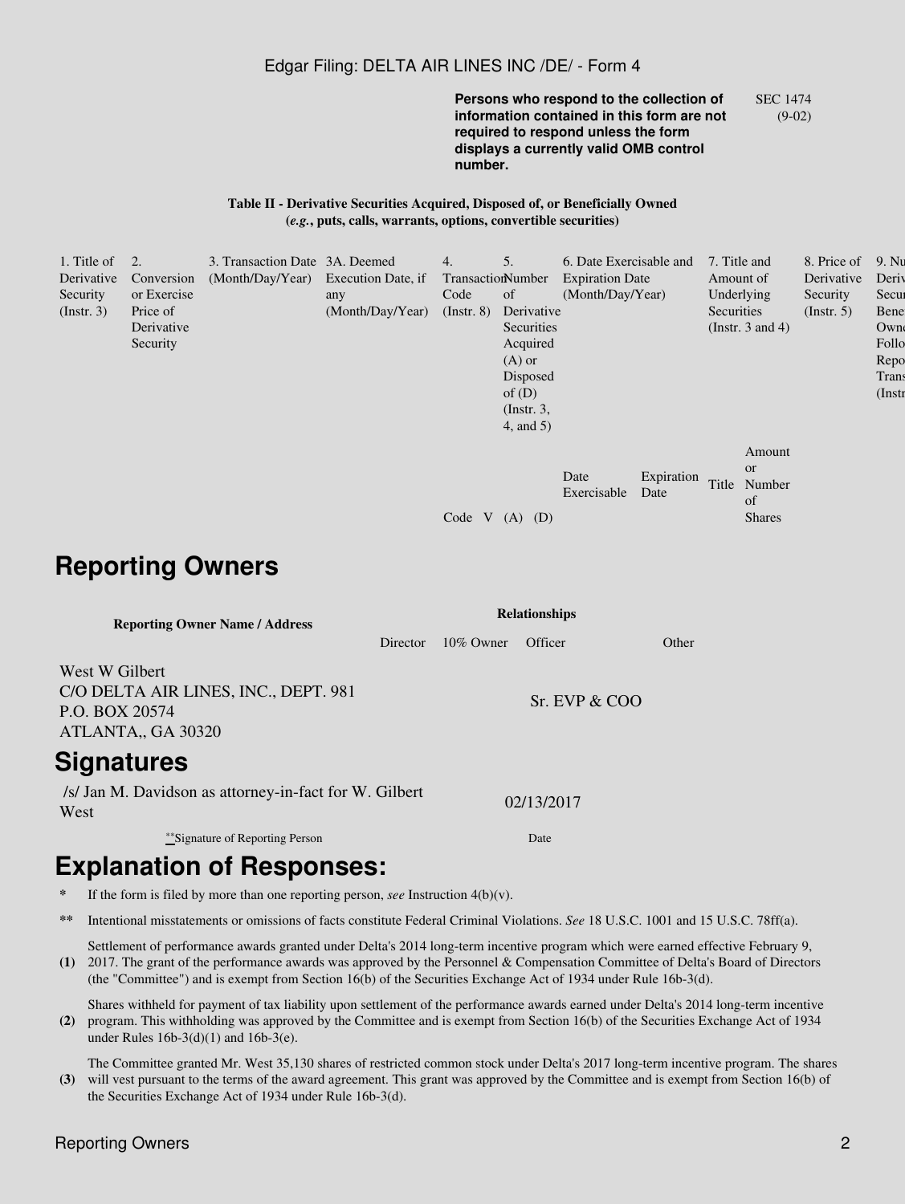Persons who respond to the collection of information contained in this form are not required to respond unless the form displays a currently valid OMB control number.

SEC 1474 (9-02)

**Table II - Derivative Securities Acquired, Disposed of, or Beneficially Owned**
**(*e.g.*, puts, calls, warrants, options, convertible securities)**

| 1. Title of Derivative Security (Instr. 3) | 2. Conversion or Exercise Price of Derivative Security | 3. Transaction Date (Month/Day/Year) | 3A. Deemed Execution Date, if any (Month/Day/Year) | 4. Transaction Code (Instr. 8) | | 5. Number of Derivative Securities Acquired (A) or Disposed of (D) (Instr. 3, 4, and 5) | | 6. Date Exercisable and Expiration Date (Month/Day/Year) | | 7. Title and Amount of Underlying Securities (Instr. 3 and 4) | | 8. Price of Derivative Security (Instr. 5) | 9. Nu Deriv Secur Bene Owne Follo Repo Trans (Instr |
|---|---|---|---|---|---|---|---|---|---|---|---|---|---|
| | | | | Code | V | (A) | (D) | Date Exercisable | Expiration Date | Title | Amount or Number of Shares | | |

# Reporting Owners

| Reporting Owner Name / Address | Relationships | | | |
|---|---|---|---|---|
| | Director | 10% Owner | Officer | Other |
| West W Gilbert<br>C/O DELTA AIR LINES, INC., DEPT. 981<br>P.O. BOX 20574<br>ATLANTA,, GA 30320 | | | Sr. EVP & COO | |

# Signatures

| /s/ Jan M. Davidson as attorney-in-fact for W. Gilbert West | 02/13/2017 |
|---|---|
| **Signature of Reporting Person | Date |

# Explanation of Responses:

- \* If the form is filed by more than one reporting person, *see* Instruction 4(b)(v).
- \*\* Intentional misstatements or omissions of facts constitute Federal Criminal Violations. *See* 18 U.S.C. 1001 and 15 U.S.C. 78ff(a).
- **(1)** Settlement of performance awards granted under Delta's 2014 long-term incentive program which were earned effective February 9, 2017. The grant of the performance awards was approved by the Personnel & Compensation Committee of Delta's Board of Directors (the "Committee") and is exempt from Section 16(b) of the Securities Exchange Act of 1934 under Rule 16b-3(d).
- **(2)** Shares withheld for payment of tax liability upon settlement of the performance awards earned under Delta's 2014 long-term incentive program. This withholding was approved by the Committee and is exempt from Section 16(b) of the Securities Exchange Act of 1934 under Rules 16b-3(d)(1) and 16b-3(e).
- **(3)** The Committee granted Mr. West 35,130 shares of restricted common stock under Delta's 2017 long-term incentive program. The shares will vest pursuant to the terms of the award agreement. This grant was approved by the Committee and is exempt from Section 16(b) of the Securities Exchange Act of 1934 under Rule 16b-3(d).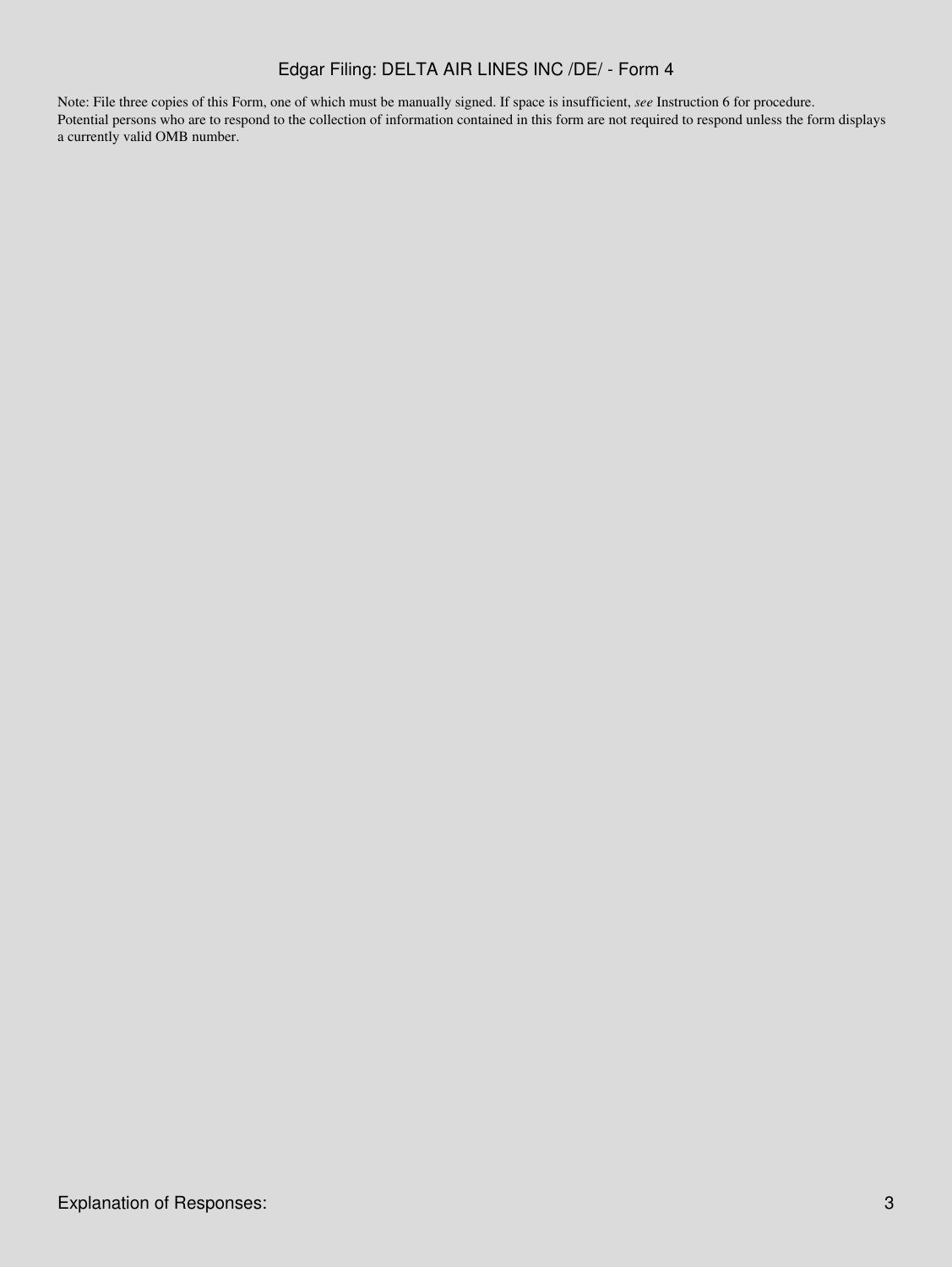Note: File three copies of this Form, one of which must be manually signed. If space is insufficient, *see* Instruction 6 for procedure.
Potential persons who are to respond to the collection of information contained in this form are not required to respond unless the form displays a currently valid OMB number.